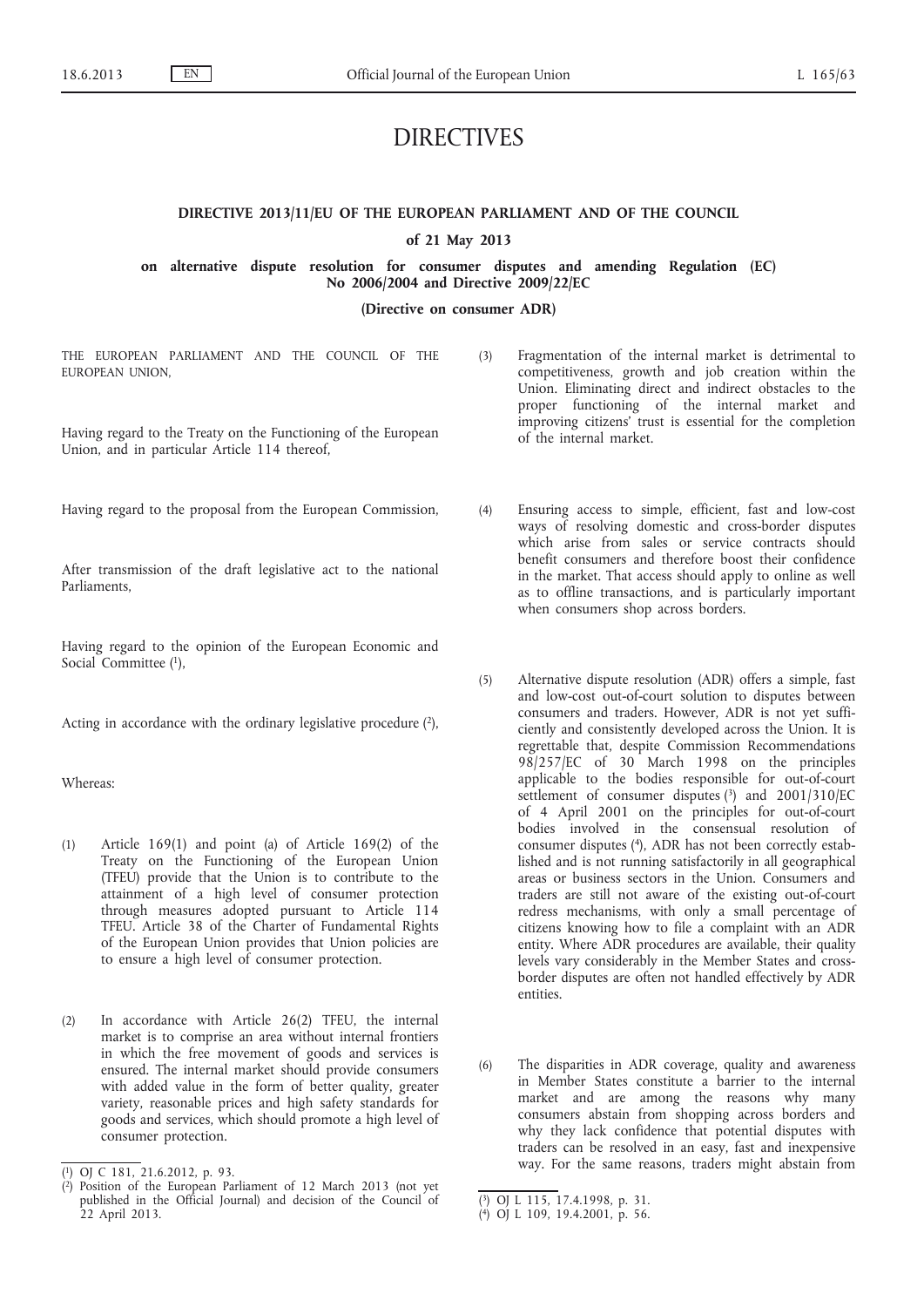# DIRECTIVES

## DIRECTIVE 2013/11/EU OF THE EUROPEAN PARLIAMENT AND OF THE COUNCIL

### of 21 May 2013

### on alternative dispute resolution for consumer disputes and amending Regulation (EC) No 2006/2004 and Directive 2009/22/EC

### (Directive on consumer ADR)

THE EUROPEAN PARLIAMENT AND THE COUNCIL OF THE EUROPEAN UNION,

Having regard to the Treaty on the Functioning of the European Union, and in particular Article 114 thereof,

Having regard to the proposal from the European Commission,

After transmission of the draft legislative act to the national Parliaments,

Having regard to the opinion of the European Economic and Social Committee [1],

Acting in accordance with the ordinary legislative procedure [2],

Whereas:

(1) Article 169(1) and point (a) of Article 169(2) of the Treaty on the Functioning of the European Union (TFEU) provide that the Union is to contribute to the attainment of a high level of consumer protection through measures adopted pursuant to Article 114 TFEU. Article 38 of the Charter of Fundamental Rights of the European Union provides that Union policies are to ensure a high level of consumer protection.

(2) In accordance with Article 26(2) TFEU, the internal market is to comprise an area without internal frontiers in which the free movement of goods and services is ensured. The internal market should provide consumers with added value in the form of better quality, greater variety, reasonable prices and high safety standards for goods and services, which should promote a high level of consumer protection.

(3) Fragmentation of the internal market is detrimental to competitiveness, growth and job creation within the Union. Eliminating direct and indirect obstacles to the proper functioning of the internal market and improving citizens' trust is essential for the completion of the internal market.

(4) Ensuring access to simple, efficient, fast and low-cost ways of resolving domestic and cross-border disputes which arise from sales or service contracts should benefit consumers and therefore boost their confidence in the market. That access should apply to online as well as to offline transactions, and is particularly important when consumers shop across borders.

(5) Alternative dispute resolution (ADR) offers a simple, fast and low-cost out-of-court solution to disputes between consumers and traders. However, ADR is not yet sufficiently and consistently developed across the Union. It is regrettable that, despite Commission Recommendations 98/257/EC of 30 March 1998 on the principles applicable to the bodies responsible for out-of-court settlement of consumer disputes [3] and 2001/310/EC of 4 April 2001 on the principles for out-of-court bodies involved in the consensual resolution of consumer disputes [4], ADR has not been correctly established and is not running satisfactorily in all geographical areas or business sectors in the Union. Consumers and traders are still not aware of the existing out-of-court redress mechanisms, with only a small percentage of citizens knowing how to file a complaint with an ADR entity. Where ADR procedures are available, their quality levels vary considerably in the Member States and cross-border disputes are often not handled effectively by ADR entities.

(6) The disparities in ADR coverage, quality and awareness in Member States constitute a barrier to the internal market and are among the reasons why many consumers abstain from shopping across borders and why they lack confidence that potential disputes with traders can be resolved in an easy, fast and inexpensive way. For the same reasons, traders might abstain from

---

[1] OJ C 181, 21.6.2012, p. 93.

[2] Position of the European Parliament of 12 March 2013 (not yet published in the Official Journal) and decision of the Council of 22 April 2013.

[3] OJ L 115, 17.4.1998, p. 31.

[4] OJ L 109, 19.4.2001, p. 56.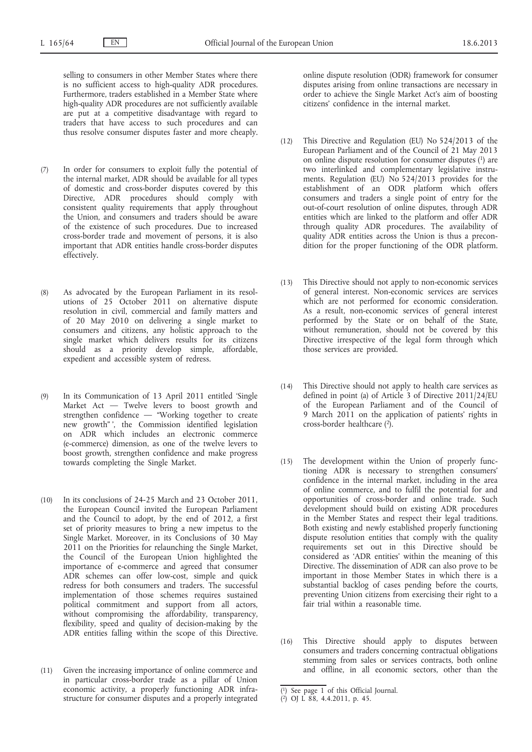selling to consumers in other Member States where there is no sufficient access to high-quality ADR procedures. Furthermore, traders established in a Member State where high-quality ADR procedures are not sufficiently available are put at a competitive disadvantage with regard to traders that have access to such procedures and can thus resolve consumer disputes faster and more cheaply.

(7) In order for consumers to exploit fully the potential of the internal market, ADR should be available for all types of domestic and cross-border disputes covered by this Directive, ADR procedures should comply with consistent quality requirements that apply throughout the Union, and consumers and traders should be aware of the existence of such procedures. Due to increased cross-border trade and movement of persons, it is also important that ADR entities handle cross-border disputes effectively.

(8) As advocated by the European Parliament in its resolutions of 25 October 2011 on alternative dispute resolution in civil, commercial and family matters and of 20 May 2010 on delivering a single market to consumers and citizens, any holistic approach to the single market which delivers results for its citizens should as a priority develop simple, affordable, expedient and accessible system of redress.

(9) In its Communication of 13 April 2011 entitled 'Single Market Act — Twelve levers to boost growth and strengthen confidence — "Working together to create new growth"', the Commission identified legislation on ADR which includes an electronic commerce (e-commerce) dimension, as one of the twelve levers to boost growth, strengthen confidence and make progress towards completing the Single Market.

(10) In its conclusions of 24-25 March and 23 October 2011, the European Council invited the European Parliament and the Council to adopt, by the end of 2012, a first set of priority measures to bring a new impetus to the Single Market. Moreover, in its Conclusions of 30 May 2011 on the Priorities for relaunching the Single Market, the Council of the European Union highlighted the importance of e-commerce and agreed that consumer ADR schemes can offer low-cost, simple and quick redress for both consumers and traders. The successful implementation of those schemes requires sustained political commitment and support from all actors, without compromising the affordability, transparency, flexibility, speed and quality of decision-making by the ADR entities falling within the scope of this Directive.

(11) Given the increasing importance of online commerce and in particular cross-border trade as a pillar of Union economic activity, a properly functioning ADR infrastructure for consumer disputes and a properly integrated online dispute resolution (ODR) framework for consumer disputes arising from online transactions are necessary in order to achieve the Single Market Act's aim of boosting citizens' confidence in the internal market.

(12) This Directive and Regulation (EU) No 524/2013 of the European Parliament and of the Council of 21 May 2013 on online dispute resolution for consumer disputes [1] are two interlinked and complementary legislative instruments. Regulation (EU) No 524/2013 provides for the establishment of an ODR platform which offers consumers and traders a single point of entry for the out-of-court resolution of online disputes, through ADR entities which are linked to the platform and offer ADR through quality ADR procedures. The availability of quality ADR entities across the Union is thus a precondition for the proper functioning of the ODR platform.

(13) This Directive should not apply to non-economic services of general interest. Non-economic services are services which are not performed for economic consideration. As a result, non-economic services of general interest performed by the State or on behalf of the State, without remuneration, should not be covered by this Directive irrespective of the legal form through which those services are provided.

(14) This Directive should not apply to health care services as defined in point (a) of Article 3 of Directive 2011/24/EU of the European Parliament and of the Council of 9 March 2011 on the application of patients' rights in cross-border healthcare [2].

(15) The development within the Union of properly functioning ADR is necessary to strengthen consumers' confidence in the internal market, including in the area of online commerce, and to fulfil the potential for and opportunities of cross-border and online trade. Such development should build on existing ADR procedures in the Member States and respect their legal traditions. Both existing and newly established properly functioning dispute resolution entities that comply with the quality requirements set out in this Directive should be considered as 'ADR entities' within the meaning of this Directive. The dissemination of ADR can also prove to be important in those Member States in which there is a substantial backlog of cases pending before the courts, preventing Union citizens from exercising their right to a fair trial within a reasonable time.

(16) This Directive should apply to disputes between consumers and traders concerning contractual obligations stemming from sales or services contracts, both online and offline, in all economic sectors, other than the

[1] See page 1 of this Official Journal.

[2] OJ L 88, 4.4.2011, p. 45.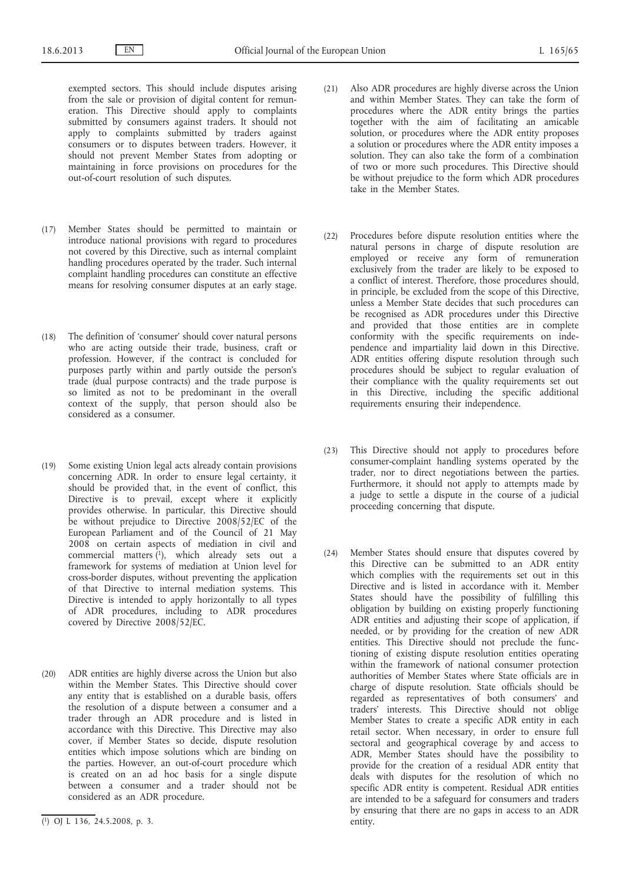exempted sectors. This should include disputes arising from the sale or provision of digital content for remuneration. This Directive should apply to complaints submitted by consumers against traders. It should not apply to complaints submitted by traders against consumers or to disputes between traders. However, it should not prevent Member States from adopting or maintaining in force provisions on procedures for the out-of-court resolution of such disputes.

(17) Member States should be permitted to maintain or introduce national provisions with regard to procedures not covered by this Directive, such as internal complaint handling procedures operated by the trader. Such internal complaint handling procedures can constitute an effective means for resolving consumer disputes at an early stage.

(18) The definition of 'consumer' should cover natural persons who are acting outside their trade, business, craft or profession. However, if the contract is concluded for purposes partly within and partly outside the person's trade (dual purpose contracts) and the trade purpose is so limited as not to be predominant in the overall context of the supply, that person should also be considered as a consumer.

(19) Some existing Union legal acts already contain provisions concerning ADR. In order to ensure legal certainty, it should be provided that, in the event of conflict, this Directive is to prevail, except where it explicitly provides otherwise. In particular, this Directive should be without prejudice to Directive 2008/52/EC of the European Parliament and of the Council of 21 May 2008 on certain aspects of mediation in civil and commercial matters [1], which already sets out a framework for systems of mediation at Union level for cross-border disputes, without preventing the application of that Directive to internal mediation systems. This Directive is intended to apply horizontally to all types of ADR procedures, including to ADR procedures covered by Directive 2008/52/EC.

(20) ADR entities are highly diverse across the Union but also within the Member States. This Directive should cover any entity that is established on a durable basis, offers the resolution of a dispute between a consumer and a trader through an ADR procedure and is listed in accordance with this Directive. This Directive may also cover, if Member States so decide, dispute resolution entities which impose solutions which are binding on the parties. However, an out-of-court procedure which is created on an ad hoc basis for a single dispute between a consumer and a trader should not be considered as an ADR procedure.

(21) Also ADR procedures are highly diverse across the Union and within Member States. They can take the form of procedures where the ADR entity brings the parties together with the aim of facilitating an amicable solution, or procedures where the ADR entity proposes a solution or procedures where the ADR entity imposes a solution. They can also take the form of a combination of two or more such procedures. This Directive should be without prejudice to the form which ADR procedures take in the Member States.

(22) Procedures before dispute resolution entities where the natural persons in charge of dispute resolution are employed or receive any form of remuneration exclusively from the trader are likely to be exposed to a conflict of interest. Therefore, those procedures should, in principle, be excluded from the scope of this Directive, unless a Member State decides that such procedures can be recognised as ADR procedures under this Directive and provided that those entities are in complete conformity with the specific requirements on independence and impartiality laid down in this Directive. ADR entities offering dispute resolution through such procedures should be subject to regular evaluation of their compliance with the quality requirements set out in this Directive, including the specific additional requirements ensuring their independence.

(23) This Directive should not apply to procedures before consumer-complaint handling systems operated by the trader, nor to direct negotiations between the parties. Furthermore, it should not apply to attempts made by a judge to settle a dispute in the course of a judicial proceeding concerning that dispute.

(24) Member States should ensure that disputes covered by this Directive can be submitted to an ADR entity which complies with the requirements set out in this Directive and is listed in accordance with it. Member States should have the possibility of fulfilling this obligation by building on existing properly functioning ADR entities and adjusting their scope of application, if needed, or by providing for the creation of new ADR entities. This Directive should not preclude the functioning of existing dispute resolution entities operating within the framework of national consumer protection authorities of Member States where State officials are in charge of dispute resolution. State officials should be regarded as representatives of both consumers' and traders' interests. This Directive should not oblige Member States to create a specific ADR entity in each retail sector. When necessary, in order to ensure full sectoral and geographical coverage by and access to ADR, Member States should have the possibility to provide for the creation of a residual ADR entity that deals with disputes for the resolution of which no specific ADR entity is competent. Residual ADR entities are intended to be a safeguard for consumers and traders by ensuring that there are no gaps in access to an ADR entity.

[1] OJ L 136, 24.5.2008, p. 3.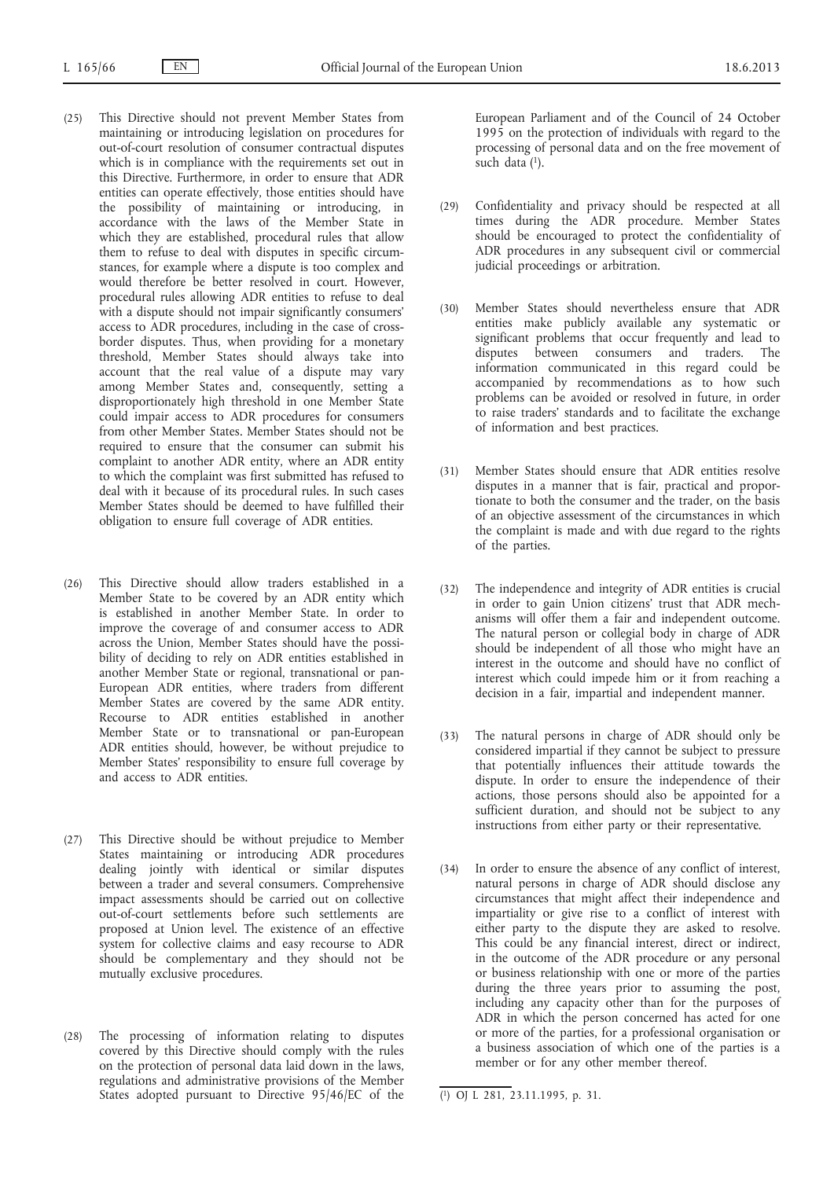(25) This Directive should not prevent Member States from maintaining or introducing legislation on procedures for out-of-court resolution of consumer contractual disputes which is in compliance with the requirements set out in this Directive. Furthermore, in order to ensure that ADR entities can operate effectively, those entities should have the possibility of maintaining or introducing, in accordance with the laws of the Member State in which they are established, procedural rules that allow them to refuse to deal with disputes in specific circumstances, for example where a dispute is too complex and would therefore be better resolved in court. However, procedural rules allowing ADR entities to refuse to deal with a dispute should not impair significantly consumers' access to ADR procedures, including in the case of cross-border disputes. Thus, when providing for a monetary threshold, Member States should always take into account that the real value of a dispute may vary among Member States and, consequently, setting a disproportionately high threshold in one Member State could impair access to ADR procedures for consumers from other Member States. Member States should not be required to ensure that the consumer can submit his complaint to another ADR entity, where an ADR entity to which the complaint was first submitted has refused to deal with it because of its procedural rules. In such cases Member States should be deemed to have fulfilled their obligation to ensure full coverage of ADR entities.

(26) This Directive should allow traders established in a Member State to be covered by an ADR entity which is established in another Member State. In order to improve the coverage of and consumer access to ADR across the Union, Member States should have the possibility of deciding to rely on ADR entities established in another Member State or regional, transnational or pan-European ADR entities, where traders from different Member States are covered by the same ADR entity. Recourse to ADR entities established in another Member State or to transnational or pan-European ADR entities should, however, be without prejudice to Member States' responsibility to ensure full coverage by and access to ADR entities.

(27) This Directive should be without prejudice to Member States maintaining or introducing ADR procedures dealing jointly with identical or similar disputes between a trader and several consumers. Comprehensive impact assessments should be carried out on collective out-of-court settlements before such settlements are proposed at Union level. The existence of an effective system for collective claims and easy recourse to ADR should be complementary and they should not be mutually exclusive procedures.

(28) The processing of information relating to disputes covered by this Directive should comply with the rules on the protection of personal data laid down in the laws, regulations and administrative provisions of the Member States adopted pursuant to Directive 95/46/EC of the European Parliament and of the Council of 24 October 1995 on the protection of individuals with regard to the processing of personal data and on the free movement of such data [1].

(29) Confidentiality and privacy should be respected at all times during the ADR procedure. Member States should be encouraged to protect the confidentiality of ADR procedures in any subsequent civil or commercial judicial proceedings or arbitration.

(30) Member States should nevertheless ensure that ADR entities make publicly available any systematic or significant problems that occur frequently and lead to disputes between consumers and traders. The information communicated in this regard could be accompanied by recommendations as to how such problems can be avoided or resolved in future, in order to raise traders' standards and to facilitate the exchange of information and best practices.

(31) Member States should ensure that ADR entities resolve disputes in a manner that is fair, practical and proportionate to both the consumer and the trader, on the basis of an objective assessment of the circumstances in which the complaint is made and with due regard to the rights of the parties.

(32) The independence and integrity of ADR entities is crucial in order to gain Union citizens' trust that ADR mechanisms will offer them a fair and independent outcome. The natural person or collegial body in charge of ADR should be independent of all those who might have an interest in the outcome and should have no conflict of interest which could impede him or it from reaching a decision in a fair, impartial and independent manner.

(33) The natural persons in charge of ADR should only be considered impartial if they cannot be subject to pressure that potentially influences their attitude towards the dispute. In order to ensure the independence of their actions, those persons should also be appointed for a sufficient duration, and should not be subject to any instructions from either party or their representative.

(34) In order to ensure the absence of any conflict of interest, natural persons in charge of ADR should disclose any circumstances that might affect their independence and impartiality or give rise to a conflict of interest with either party to the dispute they are asked to resolve. This could be any financial interest, direct or indirect, in the outcome of the ADR procedure or any personal or business relationship with one or more of the parties during the three years prior to assuming the post, including any capacity other than for the purposes of ADR in which the person concerned has acted for one or more of the parties, for a professional organisation or a business association of which one of the parties is a member or for any other member thereof.

---

[1] OJ L 281, 23.11.1995, p. 31.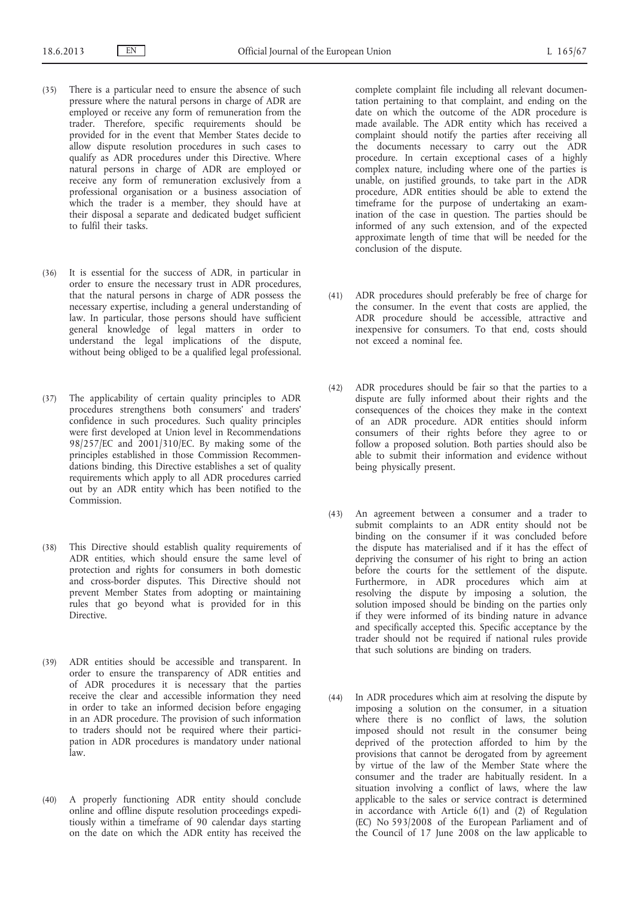(35) There is a particular need to ensure the absence of such pressure where the natural persons in charge of ADR are employed or receive any form of remuneration from the trader. Therefore, specific requirements should be provided for in the event that Member States decide to allow dispute resolution procedures in such cases to qualify as ADR procedures under this Directive. Where natural persons in charge of ADR are employed or receive any form of remuneration exclusively from a professional organisation or a business association of which the trader is a member, they should have at their disposal a separate and dedicated budget sufficient to fulfil their tasks.

(36) It is essential for the success of ADR, in particular in order to ensure the necessary trust in ADR procedures, that the natural persons in charge of ADR possess the necessary expertise, including a general understanding of law. In particular, those persons should have sufficient general knowledge of legal matters in order to understand the legal implications of the dispute, without being obliged to be a qualified legal professional.

(37) The applicability of certain quality principles to ADR procedures strengthens both consumers' and traders' confidence in such procedures. Such quality principles were first developed at Union level in Recommendations 98/257/EC and 2001/310/EC. By making some of the principles established in those Commission Recommendations binding, this Directive establishes a set of quality requirements which apply to all ADR procedures carried out by an ADR entity which has been notified to the Commission.

(38) This Directive should establish quality requirements of ADR entities, which should ensure the same level of protection and rights for consumers in both domestic and cross-border disputes. This Directive should not prevent Member States from adopting or maintaining rules that go beyond what is provided for in this Directive.

(39) ADR entities should be accessible and transparent. In order to ensure the transparency of ADR entities and of ADR procedures it is necessary that the parties receive the clear and accessible information they need in order to take an informed decision before engaging in an ADR procedure. The provision of such information to traders should not be required where their participation in ADR procedures is mandatory under national law.

(40) A properly functioning ADR entity should conclude online and offline dispute resolution proceedings expeditiously within a timeframe of 90 calendar days starting on the date on which the ADR entity has received the complete complaint file including all relevant documentation pertaining to that complaint, and ending on the date on which the outcome of the ADR procedure is made available. The ADR entity which has received a complaint should notify the parties after receiving all the documents necessary to carry out the ADR procedure. In certain exceptional cases of a highly complex nature, including where one of the parties is unable, on justified grounds, to take part in the ADR procedure, ADR entities should be able to extend the timeframe for the purpose of undertaking an examination of the case in question. The parties should be informed of any such extension, and of the expected approximate length of time that will be needed for the conclusion of the dispute.

(41) ADR procedures should preferably be free of charge for the consumer. In the event that costs are applied, the ADR procedure should be accessible, attractive and inexpensive for consumers. To that end, costs should not exceed a nominal fee.

(42) ADR procedures should be fair so that the parties to a dispute are fully informed about their rights and the consequences of the choices they make in the context of an ADR procedure. ADR entities should inform consumers of their rights before they agree to or follow a proposed solution. Both parties should also be able to submit their information and evidence without being physically present.

(43) An agreement between a consumer and a trader to submit complaints to an ADR entity should not be binding on the consumer if it was concluded before the dispute has materialised and if it has the effect of depriving the consumer of his right to bring an action before the courts for the settlement of the dispute. Furthermore, in ADR procedures which aim at resolving the dispute by imposing a solution, the solution imposed should be binding on the parties only if they were informed of its binding nature in advance and specifically accepted this. Specific acceptance by the trader should not be required if national rules provide that such solutions are binding on traders.

(44) In ADR procedures which aim at resolving the dispute by imposing a solution on the consumer, in a situation where there is no conflict of laws, the solution imposed should not result in the consumer being deprived of the protection afforded to him by the provisions that cannot be derogated from by agreement by virtue of the law of the Member State where the consumer and the trader are habitually resident. In a situation involving a conflict of laws, where the law applicable to the sales or service contract is determined in accordance with Article 6(1) and (2) of Regulation (EC) No 593/2008 of the European Parliament and of the Council of 17 June 2008 on the law applicable to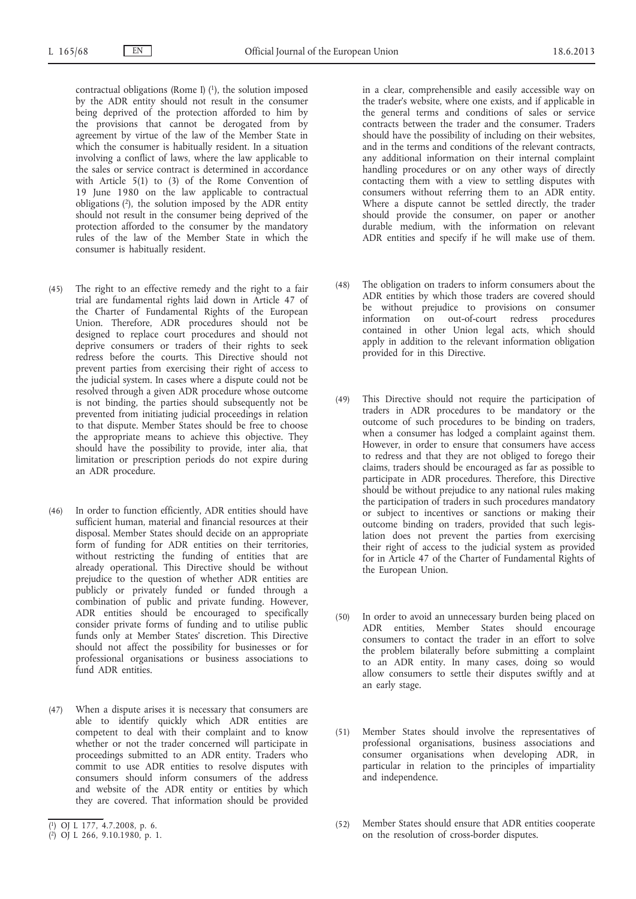contractual obligations (Rome I) [1], the solution imposed by the ADR entity should not result in the consumer being deprived of the protection afforded to him by the provisions that cannot be derogated from by agreement by virtue of the law of the Member State in which the consumer is habitually resident. In a situation involving a conflict of laws, where the law applicable to the sales or service contract is determined in accordance with Article 5(1) to (3) of the Rome Convention of 19 June 1980 on the law applicable to contractual obligations [2], the solution imposed by the ADR entity should not result in the consumer being deprived of the protection afforded to the consumer by the mandatory rules of the law of the Member State in which the consumer is habitually resident.

(45) The right to an effective remedy and the right to a fair trial are fundamental rights laid down in Article 47 of the Charter of Fundamental Rights of the European Union. Therefore, ADR procedures should not be designed to replace court procedures and should not deprive consumers or traders of their rights to seek redress before the courts. This Directive should not prevent parties from exercising their right of access to the judicial system. In cases where a dispute could not be resolved through a given ADR procedure whose outcome is not binding, the parties should subsequently not be prevented from initiating judicial proceedings in relation to that dispute. Member States should be free to choose the appropriate means to achieve this objective. They should have the possibility to provide, inter alia, that limitation or prescription periods do not expire during an ADR procedure.

(46) In order to function efficiently, ADR entities should have sufficient human, material and financial resources at their disposal. Member States should decide on an appropriate form of funding for ADR entities on their territories, without restricting the funding of entities that are already operational. This Directive should be without prejudice to the question of whether ADR entities are publicly or privately funded or funded through a combination of public and private funding. However, ADR entities should be encouraged to specifically consider private forms of funding and to utilise public funds only at Member States' discretion. This Directive should not affect the possibility for businesses or for professional organisations or business associations to fund ADR entities.

(47) When a dispute arises it is necessary that consumers are able to identify quickly which ADR entities are competent to deal with their complaint and to know whether or not the trader concerned will participate in proceedings submitted to an ADR entity. Traders who commit to use ADR entities to resolve disputes with consumers should inform consumers of the address and website of the ADR entity or entities by which they are covered. That information should be provided in a clear, comprehensible and easily accessible way on the trader's website, where one exists, and if applicable in the general terms and conditions of sales or service contracts between the trader and the consumer. Traders should have the possibility of including on their websites, and in the terms and conditions of the relevant contracts, any additional information on their internal complaint handling procedures or on any other ways of directly contacting them with a view to settling disputes with consumers without referring them to an ADR entity. Where a dispute cannot be settled directly, the trader should provide the consumer, on paper or another durable medium, with the information on relevant ADR entities and specify if he will make use of them.

(48) The obligation on traders to inform consumers about the ADR entities by which those traders are covered should be without prejudice to provisions on consumer information on out-of-court redress procedures contained in other Union legal acts, which should apply in addition to the relevant information obligation provided for in this Directive.

(49) This Directive should not require the participation of traders in ADR procedures to be mandatory or the outcome of such procedures to be binding on traders, when a consumer has lodged a complaint against them. However, in order to ensure that consumers have access to redress and that they are not obliged to forego their claims, traders should be encouraged as far as possible to participate in ADR procedures. Therefore, this Directive should be without prejudice to any national rules making the participation of traders in such procedures mandatory or subject to incentives or sanctions or making their outcome binding on traders, provided that such legislation does not prevent the parties from exercising their right of access to the judicial system as provided for in Article 47 of the Charter of Fundamental Rights of the European Union.

(50) In order to avoid an unnecessary burden being placed on ADR entities, Member States should encourage consumers to contact the trader in an effort to solve the problem bilaterally before submitting a complaint to an ADR entity. In many cases, doing so would allow consumers to settle their disputes swiftly and at an early stage.

(51) Member States should involve the representatives of professional organisations, business associations and consumer organisations when developing ADR, in particular in relation to the principles of impartiality and independence.

(52) Member States should ensure that ADR entities cooperate on the resolution of cross-border disputes.

[1] OJ L 177, 4.7.2008, p. 6.

[2] OJ L 266, 9.10.1980, p. 1.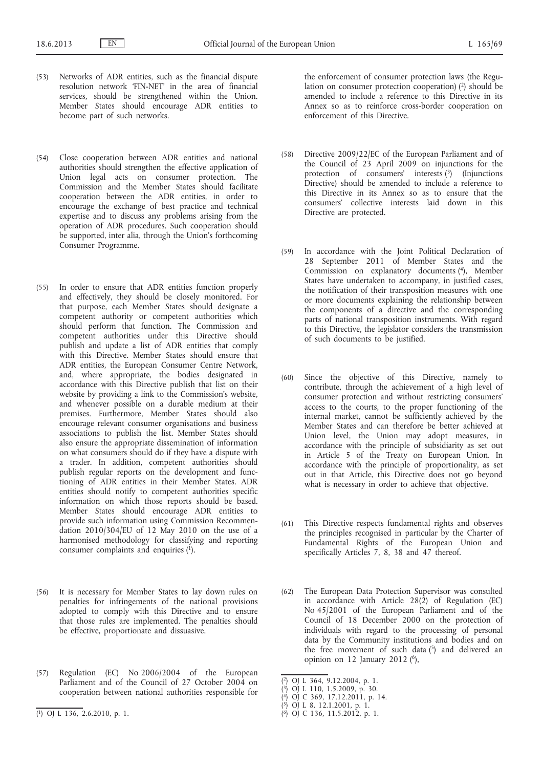(53) Networks of ADR entities, such as the financial dispute resolution network 'FIN-NET' in the area of financial services, should be strengthened within the Union. Member States should encourage ADR entities to become part of such networks.

(54) Close cooperation between ADR entities and national authorities should strengthen the effective application of Union legal acts on consumer protection. The Commission and the Member States should facilitate cooperation between the ADR entities, in order to encourage the exchange of best practice and technical expertise and to discuss any problems arising from the operation of ADR procedures. Such cooperation should be supported, inter alia, through the Union's forthcoming Consumer Programme.

(55) In order to ensure that ADR entities function properly and effectively, they should be closely monitored. For that purpose, each Member States should designate a competent authority or competent authorities which should perform that function. The Commission and competent authorities under this Directive should publish and update a list of ADR entities that comply with this Directive. Member States should ensure that ADR entities, the European Consumer Centre Network, and, where appropriate, the bodies designated in accordance with this Directive publish that list on their website by providing a link to the Commission's website, and whenever possible on a durable medium at their premises. Furthermore, Member States should also encourage relevant consumer organisations and business associations to publish the list. Member States should also ensure the appropriate dissemination of information on what consumers should do if they have a dispute with a trader. In addition, competent authorities should publish regular reports on the development and functioning of ADR entities in their Member States. ADR entities should notify to competent authorities specific information on which those reports should be based. Member States should encourage ADR entities to provide such information using Commission Recommendation 2010/304/EU of 12 May 2010 on the use of a harmonised methodology for classifying and reporting consumer complaints and enquiries [1].

(56) It is necessary for Member States to lay down rules on penalties for infringements of the national provisions adopted to comply with this Directive and to ensure that those rules are implemented. The penalties should be effective, proportionate and dissuasive.

(57) Regulation (EC) No 2006/2004 of the European Parliament and of the Council of 27 October 2004 on cooperation between national authorities responsible for the enforcement of consumer protection laws (the Regulation on consumer protection cooperation) [2] should be amended to include a reference to this Directive in its Annex so as to reinforce cross-border cooperation on enforcement of this Directive.

(58) Directive 2009/22/EC of the European Parliament and of the Council of 23 April 2009 on injunctions for the protection of consumers' interests [3] (Injunctions Directive) should be amended to include a reference to this Directive in its Annex so as to ensure that the consumers' collective interests laid down in this Directive are protected.

(59) In accordance with the Joint Political Declaration of 28 September 2011 of Member States and the Commission on explanatory documents [4], Member States have undertaken to accompany, in justified cases, the notification of their transposition measures with one or more documents explaining the relationship between the components of a directive and the corresponding parts of national transposition instruments. With regard to this Directive, the legislator considers the transmission of such documents to be justified.

(60) Since the objective of this Directive, namely to contribute, through the achievement of a high level of consumer protection and without restricting consumers' access to the courts, to the proper functioning of the internal market, cannot be sufficiently achieved by the Member States and can therefore be better achieved at Union level, the Union may adopt measures, in accordance with the principle of subsidiarity as set out in Article 5 of the Treaty on European Union. In accordance with the principle of proportionality, as set out in that Article, this Directive does not go beyond what is necessary in order to achieve that objective.

(61) This Directive respects fundamental rights and observes the principles recognised in particular by the Charter of Fundamental Rights of the European Union and specifically Articles 7, 8, 38 and 47 thereof.

(62) The European Data Protection Supervisor was consulted in accordance with Article 28(2) of Regulation (EC) No 45/2001 of the European Parliament and of the Council of 18 December 2000 on the protection of individuals with regard to the processing of personal data by the Community institutions and bodies and on the free movement of such data [5] and delivered an opinion on 12 January 2012 [6],

---

[1] OJ L 136, 2.6.2010, p. 1.

[2] OJ L 364, 9.12.2004, p. 1.

[3] OJ L 110, 1.5.2009, p. 30.

[4] OJ C 369, 17.12.2011, p. 14.

[5] OJ L 8, 12.1.2001, p. 1.

[6] OJ C 136, 11.5.2012, p. 1.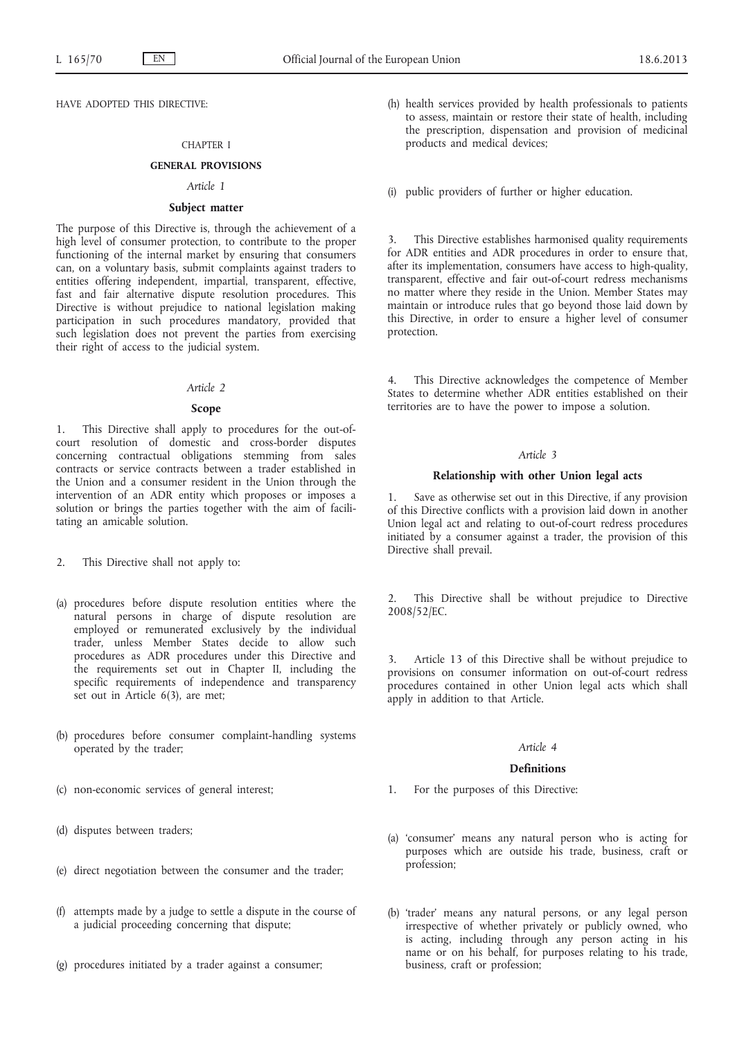HAVE ADOPTED THIS DIRECTIVE:

CHAPTER I

**GENERAL PROVISIONS**

*Article 1*

**Subject matter**

The purpose of this Directive is, through the achievement of a high level of consumer protection, to contribute to the proper functioning of the internal market by ensuring that consumers can, on a voluntary basis, submit complaints against traders to entities offering independent, impartial, transparent, effective, fast and fair alternative dispute resolution procedures. This Directive is without prejudice to national legislation making participation in such procedures mandatory, provided that such legislation does not prevent the parties from exercising their right of access to the judicial system.

*Article 2*

**Scope**

1. This Directive shall apply to procedures for the out-of-court resolution of domestic and cross-border disputes concerning contractual obligations stemming from sales contracts or service contracts between a trader established in the Union and a consumer resident in the Union through the intervention of an ADR entity which proposes or imposes a solution or brings the parties together with the aim of facilitating an amicable solution.

2. This Directive shall not apply to:

(a) procedures before dispute resolution entities where the natural persons in charge of dispute resolution are employed or remunerated exclusively by the individual trader, unless Member States decide to allow such procedures as ADR procedures under this Directive and the requirements set out in Chapter II, including the specific requirements of independence and transparency set out in Article 6(3), are met;

(b) procedures before consumer complaint-handling systems operated by the trader;

(c) non-economic services of general interest;

(d) disputes between traders;

(e) direct negotiation between the consumer and the trader;

(f) attempts made by a judge to settle a dispute in the course of a judicial proceeding concerning that dispute;

(g) procedures initiated by a trader against a consumer;

(h) health services provided by health professionals to patients to assess, maintain or restore their state of health, including the prescription, dispensation and provision of medicinal products and medical devices;

(i) public providers of further or higher education.

3. This Directive establishes harmonised quality requirements for ADR entities and ADR procedures in order to ensure that, after its implementation, consumers have access to high-quality, transparent, effective and fair out-of-court redress mechanisms no matter where they reside in the Union. Member States may maintain or introduce rules that go beyond those laid down by this Directive, in order to ensure a higher level of consumer protection.

4. This Directive acknowledges the competence of Member States to determine whether ADR entities established on their territories are to have the power to impose a solution.

*Article 3*

**Relationship with other Union legal acts**

1. Save as otherwise set out in this Directive, if any provision of this Directive conflicts with a provision laid down in another Union legal act and relating to out-of-court redress procedures initiated by a consumer against a trader, the provision of this Directive shall prevail.

2. This Directive shall be without prejudice to Directive 2008/52/EC.

3. Article 13 of this Directive shall be without prejudice to provisions on consumer information on out-of-court redress procedures contained in other Union legal acts which shall apply in addition to that Article.

*Article 4*

**Definitions**

1. For the purposes of this Directive:

(a) 'consumer' means any natural person who is acting for purposes which are outside his trade, business, craft or profession;

(b) 'trader' means any natural persons, or any legal person irrespective of whether privately or publicly owned, who is acting, including through any person acting in his name or on his behalf, for purposes relating to his trade, business, craft or profession;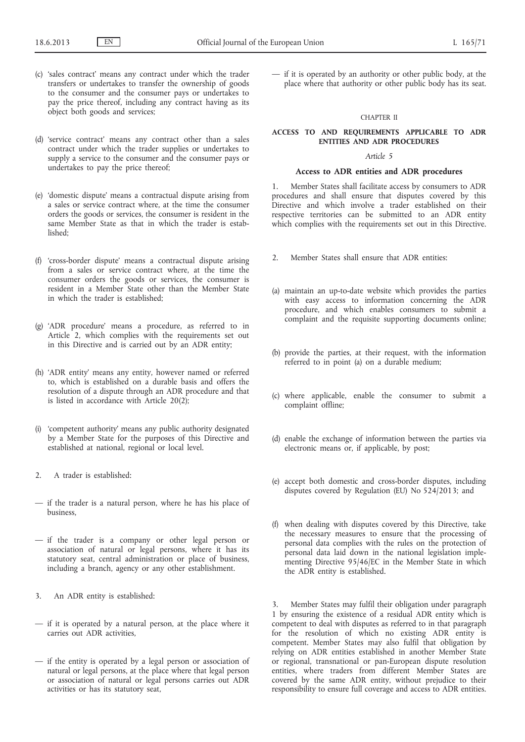(c) 'sales contract' means any contract under which the trader transfers or undertakes to transfer the ownership of goods to the consumer and the consumer pays or undertakes to pay the price thereof, including any contract having as its object both goods and services;

(d) 'service contract' means any contract other than a sales contract under which the trader supplies or undertakes to supply a service to the consumer and the consumer pays or undertakes to pay the price thereof;

(e) 'domestic dispute' means a contractual dispute arising from a sales or service contract where, at the time the consumer orders the goods or services, the consumer is resident in the same Member State as that in which the trader is established;

(f) 'cross-border dispute' means a contractual dispute arising from a sales or service contract where, at the time the consumer orders the goods or services, the consumer is resident in a Member State other than the Member State in which the trader is established;

(g) 'ADR procedure' means a procedure, as referred to in Article 2, which complies with the requirements set out in this Directive and is carried out by an ADR entity;

(h) 'ADR entity' means any entity, however named or referred to, which is established on a durable basis and offers the resolution of a dispute through an ADR procedure and that is listed in accordance with Article 20(2);

(i) 'competent authority' means any public authority designated by a Member State for the purposes of this Directive and established at national, regional or local level.

2. A trader is established:

— if the trader is a natural person, where he has his place of business,

— if the trader is a company or other legal person or association of natural or legal persons, where it has its statutory seat, central administration or place of business, including a branch, agency or any other establishment.

3. An ADR entity is established:

— if it is operated by a natural person, at the place where it carries out ADR activities,

— if the entity is operated by a legal person or association of natural or legal persons, at the place where that legal person or association of natural or legal persons carries out ADR activities or has its statutory seat,

— if it is operated by an authority or other public body, at the place where that authority or other public body has its seat.

CHAPTER II

## ACCESS TO AND REQUIREMENTS APPLICABLE TO ADR ENTITIES AND ADR PROCEDURES

*Article 5*

### Access to ADR entities and ADR procedures

1. Member States shall facilitate access by consumers to ADR procedures and shall ensure that disputes covered by this Directive and which involve a trader established on their respective territories can be submitted to an ADR entity which complies with the requirements set out in this Directive.

2. Member States shall ensure that ADR entities:

(a) maintain an up-to-date website which provides the parties with easy access to information concerning the ADR procedure, and which enables consumers to submit a complaint and the requisite supporting documents online;

(b) provide the parties, at their request, with the information referred to in point (a) on a durable medium;

(c) where applicable, enable the consumer to submit a complaint offline;

(d) enable the exchange of information between the parties via electronic means or, if applicable, by post;

(e) accept both domestic and cross-border disputes, including disputes covered by Regulation (EU) No 524/2013; and

(f) when dealing with disputes covered by this Directive, take the necessary measures to ensure that the processing of personal data complies with the rules on the protection of personal data laid down in the national legislation implementing Directive 95/46/EC in the Member State in which the ADR entity is established.

3. Member States may fulfil their obligation under paragraph 1 by ensuring the existence of a residual ADR entity which is competent to deal with disputes as referred to in that paragraph for the resolution of which no existing ADR entity is competent. Member States may also fulfil that obligation by relying on ADR entities established in another Member State or regional, transnational or pan-European dispute resolution entities, where traders from different Member States are covered by the same ADR entity, without prejudice to their responsibility to ensure full coverage and access to ADR entities.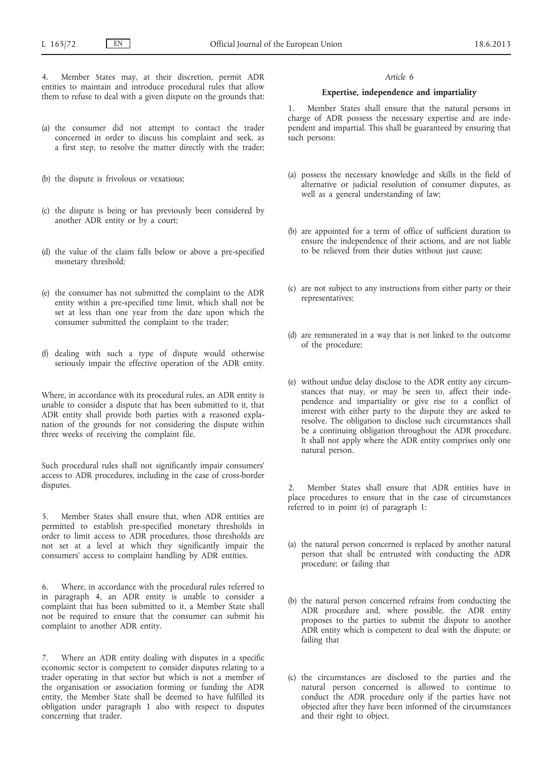4. Member States may, at their discretion, permit ADR entities to maintain and introduce procedural rules that allow them to refuse to deal with a given dispute on the grounds that:

(a) the consumer did not attempt to contact the trader concerned in order to discuss his complaint and seek, as a first step, to resolve the matter directly with the trader;

(b) the dispute is frivolous or vexatious;

(c) the dispute is being or has previously been considered by another ADR entity or by a court;

(d) the value of the claim falls below or above a pre-specified monetary threshold;

(e) the consumer has not submitted the complaint to the ADR entity within a pre-specified time limit, which shall not be set at less than one year from the date upon which the consumer submitted the complaint to the trader;

(f) dealing with such a type of dispute would otherwise seriously impair the effective operation of the ADR entity.

Where, in accordance with its procedural rules, an ADR entity is unable to consider a dispute that has been submitted to it, that ADR entity shall provide both parties with a reasoned explanation of the grounds for not considering the dispute within three weeks of receiving the complaint file.

Such procedural rules shall not significantly impair consumers' access to ADR procedures, including in the case of cross-border disputes.

5. Member States shall ensure that, when ADR entities are permitted to establish pre-specified monetary thresholds in order to limit access to ADR procedures, those thresholds are not set at a level at which they significantly impair the consumers' access to complaint handling by ADR entities.

6. Where, in accordance with the procedural rules referred to in paragraph 4, an ADR entity is unable to consider a complaint that has been submitted to it, a Member State shall not be required to ensure that the consumer can submit his complaint to another ADR entity.

7. Where an ADR entity dealing with disputes in a specific economic sector is competent to consider disputes relating to a trader operating in that sector but which is not a member of the organisation or association forming or funding the ADR entity, the Member State shall be deemed to have fulfilled its obligation under paragraph 1 also with respect to disputes concerning that trader.

*Article 6*

**Expertise, independence and impartiality**

1. Member States shall ensure that the natural persons in charge of ADR possess the necessary expertise and are independent and impartial. This shall be guaranteed by ensuring that such persons:

(a) possess the necessary knowledge and skills in the field of alternative or judicial resolution of consumer disputes, as well as a general understanding of law;

(b) are appointed for a term of office of sufficient duration to ensure the independence of their actions, and are not liable to be relieved from their duties without just cause;

(c) are not subject to any instructions from either party or their representatives;

(d) are remunerated in a way that is not linked to the outcome of the procedure;

(e) without undue delay disclose to the ADR entity any circumstances that may, or may be seen to, affect their independence and impartiality or give rise to a conflict of interest with either party to the dispute they are asked to resolve. The obligation to disclose such circumstances shall be a continuing obligation throughout the ADR procedure. It shall not apply where the ADR entity comprises only one natural person.

2. Member States shall ensure that ADR entities have in place procedures to ensure that in the case of circumstances referred to in point (e) of paragraph 1:

(a) the natural person concerned is replaced by another natural person that shall be entrusted with conducting the ADR procedure; or failing that

(b) the natural person concerned refrains from conducting the ADR procedure and, where possible, the ADR entity proposes to the parties to submit the dispute to another ADR entity which is competent to deal with the dispute; or failing that

(c) the circumstances are disclosed to the parties and the natural person concerned is allowed to continue to conduct the ADR procedure only if the parties have not objected after they have been informed of the circumstances and their right to object.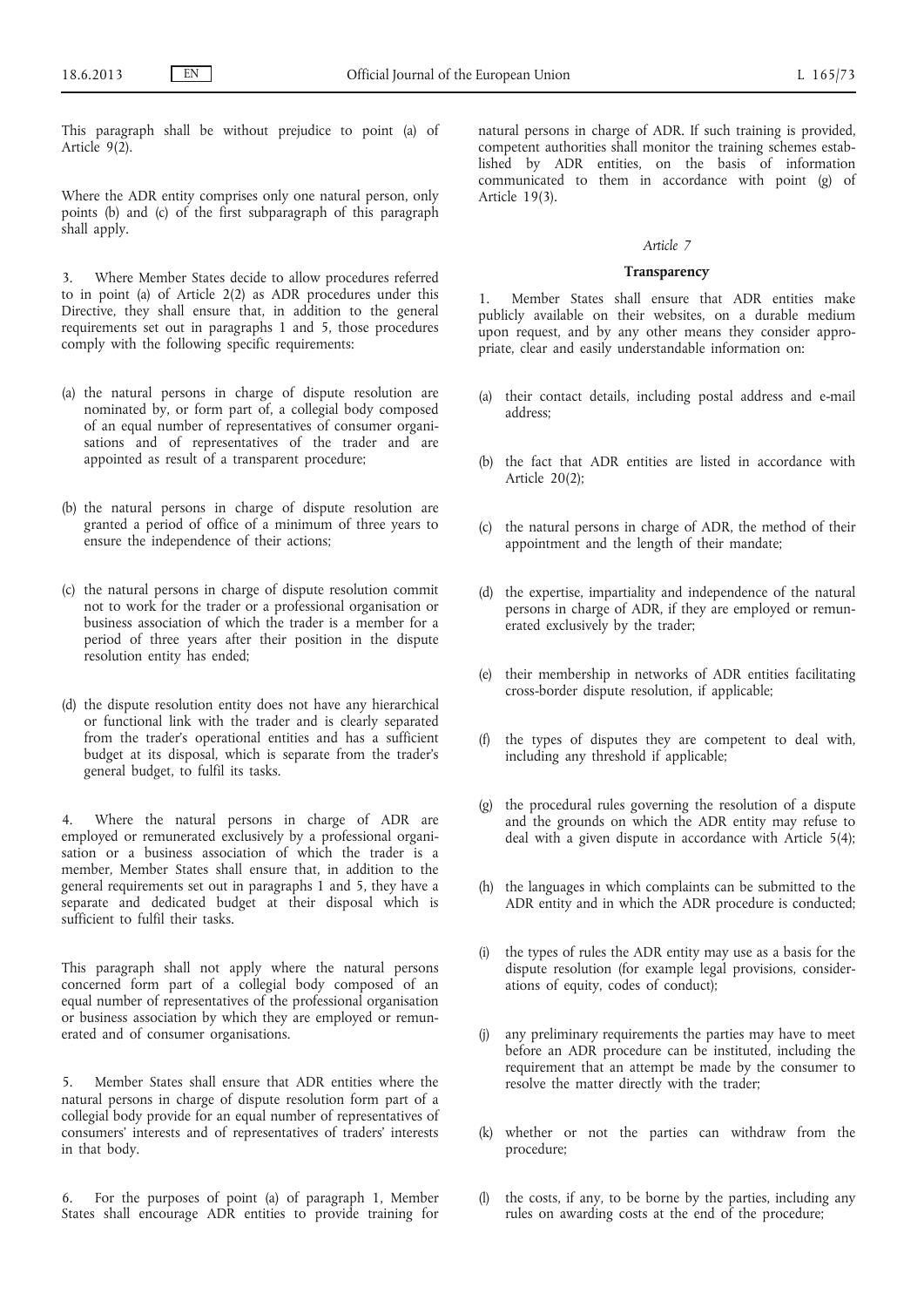This paragraph shall be without prejudice to point (a) of Article 9(2).

Where the ADR entity comprises only one natural person, only points (b) and (c) of the first subparagraph of this paragraph shall apply.

3. Where Member States decide to allow procedures referred to in point (a) of Article 2(2) as ADR procedures under this Directive, they shall ensure that, in addition to the general requirements set out in paragraphs 1 and 5, those procedures comply with the following specific requirements:

(a) the natural persons in charge of dispute resolution are nominated by, or form part of, a collegial body composed of an equal number of representatives of consumer organisations and of representatives of the trader and are appointed as result of a transparent procedure;

(b) the natural persons in charge of dispute resolution are granted a period of office of a minimum of three years to ensure the independence of their actions;

(c) the natural persons in charge of dispute resolution commit not to work for the trader or a professional organisation or business association of which the trader is a member for a period of three years after their position in the dispute resolution entity has ended;

(d) the dispute resolution entity does not have any hierarchical or functional link with the trader and is clearly separated from the trader's operational entities and has a sufficient budget at its disposal, which is separate from the trader's general budget, to fulfil its tasks.

4. Where the natural persons in charge of ADR are employed or remunerated exclusively by a professional organisation or a business association of which the trader is a member, Member States shall ensure that, in addition to the general requirements set out in paragraphs 1 and 5, they have a separate and dedicated budget at their disposal which is sufficient to fulfil their tasks.

This paragraph shall not apply where the natural persons concerned form part of a collegial body composed of an equal number of representatives of the professional organisation or business association by which they are employed or remunerated and of consumer organisations.

5. Member States shall ensure that ADR entities where the natural persons in charge of dispute resolution form part of a collegial body provide for an equal number of representatives of consumers' interests and of representatives of traders' interests in that body.

6. For the purposes of point (a) of paragraph 1, Member States shall encourage ADR entities to provide training for natural persons in charge of ADR. If such training is provided, competent authorities shall monitor the training schemes established by ADR entities, on the basis of information communicated to them in accordance with point (g) of Article 19(3).

*Article 7*

**Transparency**

1. Member States shall ensure that ADR entities make publicly available on their websites, on a durable medium upon request, and by any other means they consider appropriate, clear and easily understandable information on:

(a) their contact details, including postal address and e-mail address;

(b) the fact that ADR entities are listed in accordance with Article 20(2);

(c) the natural persons in charge of ADR, the method of their appointment and the length of their mandate;

(d) the expertise, impartiality and independence of the natural persons in charge of ADR, if they are employed or remunerated exclusively by the trader;

(e) their membership in networks of ADR entities facilitating cross-border dispute resolution, if applicable;

(f) the types of disputes they are competent to deal with, including any threshold if applicable;

(g) the procedural rules governing the resolution of a dispute and the grounds on which the ADR entity may refuse to deal with a given dispute in accordance with Article 5(4);

(h) the languages in which complaints can be submitted to the ADR entity and in which the ADR procedure is conducted;

(i) the types of rules the ADR entity may use as a basis for the dispute resolution (for example legal provisions, considerations of equity, codes of conduct);

(j) any preliminary requirements the parties may have to meet before an ADR procedure can be instituted, including the requirement that an attempt be made by the consumer to resolve the matter directly with the trader;

(k) whether or not the parties can withdraw from the procedure;

(l) the costs, if any, to be borne by the parties, including any rules on awarding costs at the end of the procedure;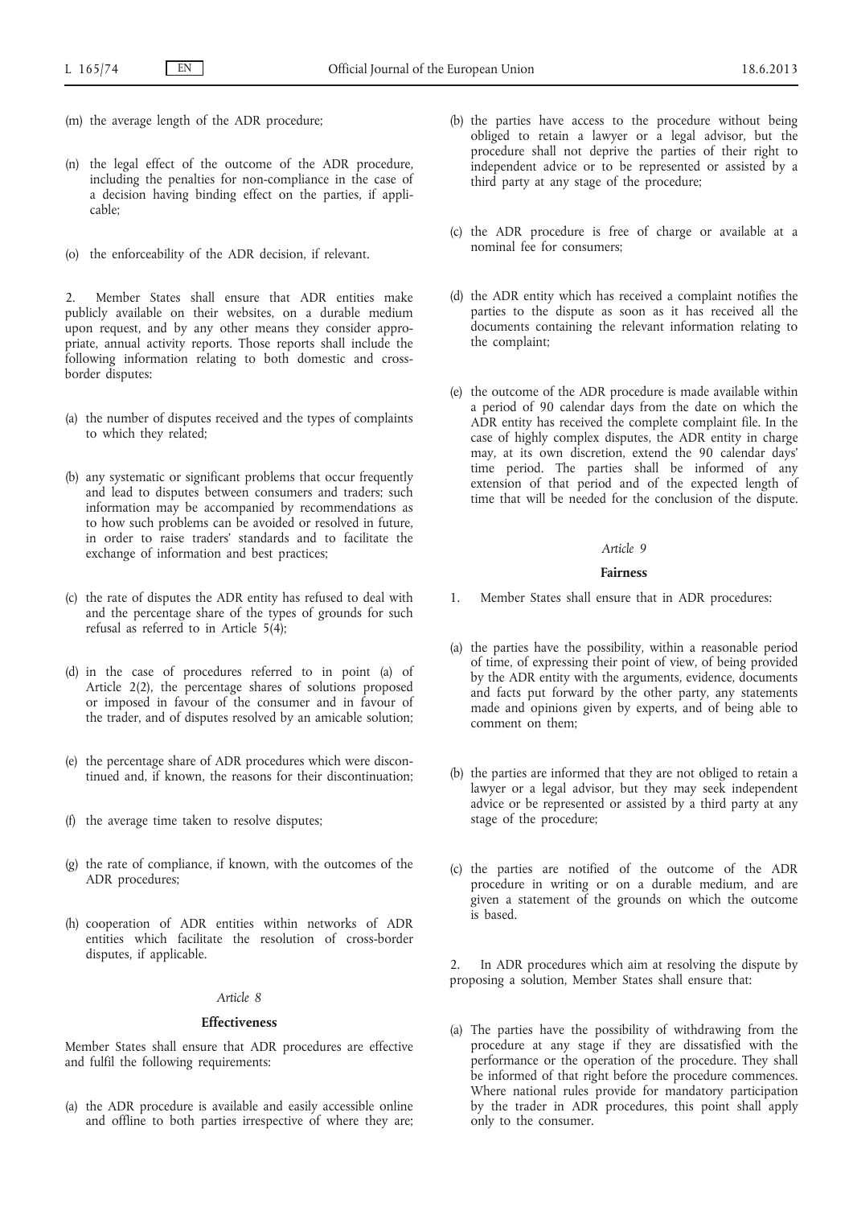(m) the average length of the ADR procedure;

(n) the legal effect of the outcome of the ADR procedure, including the penalties for non-compliance in the case of a decision having binding effect on the parties, if applicable;

(o) the enforceability of the ADR decision, if relevant.

2. Member States shall ensure that ADR entities make publicly available on their websites, on a durable medium upon request, and by any other means they consider appropriate, annual activity reports. Those reports shall include the following information relating to both domestic and cross-border disputes:

(a) the number of disputes received and the types of complaints to which they related;

(b) any systematic or significant problems that occur frequently and lead to disputes between consumers and traders; such information may be accompanied by recommendations as to how such problems can be avoided or resolved in future, in order to raise traders' standards and to facilitate the exchange of information and best practices;

(c) the rate of disputes the ADR entity has refused to deal with and the percentage share of the types of grounds for such refusal as referred to in Article 5(4);

(d) in the case of procedures referred to in point (a) of Article 2(2), the percentage shares of solutions proposed or imposed in favour of the consumer and in favour of the trader, and of disputes resolved by an amicable solution;

(e) the percentage share of ADR procedures which were discontinued and, if known, the reasons for their discontinuation;

(f) the average time taken to resolve disputes;

(g) the rate of compliance, if known, with the outcomes of the ADR procedures;

(h) cooperation of ADR entities within networks of ADR entities which facilitate the resolution of cross-border disputes, if applicable.

*Article 8*

**Effectiveness**

Member States shall ensure that ADR procedures are effective and fulfil the following requirements:

(a) the ADR procedure is available and easily accessible online and offline to both parties irrespective of where they are;

(b) the parties have access to the procedure without being obliged to retain a lawyer or a legal advisor, but the procedure shall not deprive the parties of their right to independent advice or to be represented or assisted by a third party at any stage of the procedure;

(c) the ADR procedure is free of charge or available at a nominal fee for consumers;

(d) the ADR entity which has received a complaint notifies the parties to the dispute as soon as it has received all the documents containing the relevant information relating to the complaint;

(e) the outcome of the ADR procedure is made available within a period of 90 calendar days from the date on which the ADR entity has received the complete complaint file. In the case of highly complex disputes, the ADR entity in charge may, at its own discretion, extend the 90 calendar days' time period. The parties shall be informed of any extension of that period and of the expected length of time that will be needed for the conclusion of the dispute.

*Article 9*

**Fairness**

1. Member States shall ensure that in ADR procedures:

(a) the parties have the possibility, within a reasonable period of time, of expressing their point of view, of being provided by the ADR entity with the arguments, evidence, documents and facts put forward by the other party, any statements made and opinions given by experts, and of being able to comment on them;

(b) the parties are informed that they are not obliged to retain a lawyer or a legal advisor, but they may seek independent advice or be represented or assisted by a third party at any stage of the procedure;

(c) the parties are notified of the outcome of the ADR procedure in writing or on a durable medium, and are given a statement of the grounds on which the outcome is based.

2. In ADR procedures which aim at resolving the dispute by proposing a solution, Member States shall ensure that:

(a) The parties have the possibility of withdrawing from the procedure at any stage if they are dissatisfied with the performance or the operation of the procedure. They shall be informed of that right before the procedure commences. Where national rules provide for mandatory participation by the trader in ADR procedures, this point shall apply only to the consumer.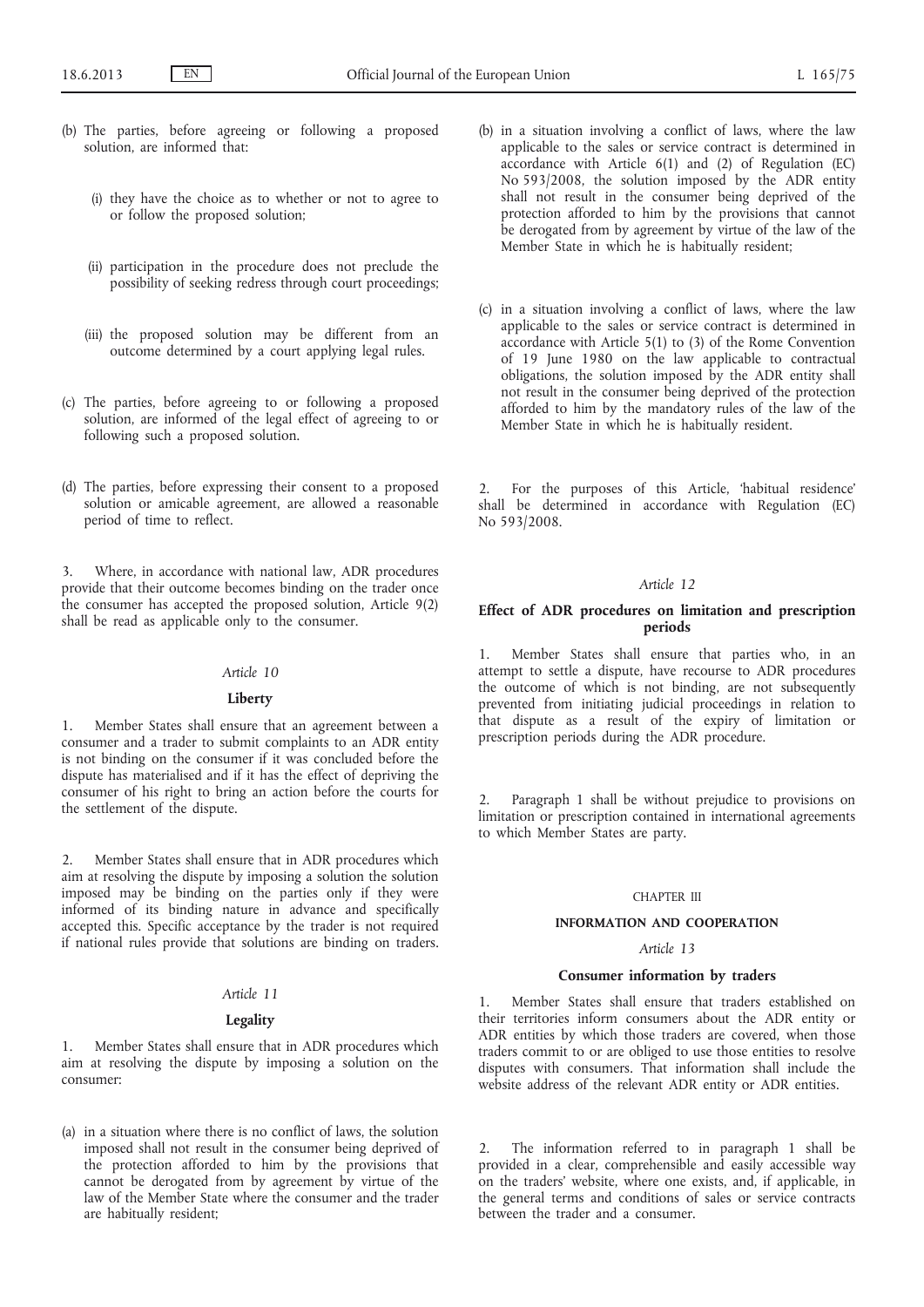(b) The parties, before agreeing or following a proposed solution, are informed that:

(i) they have the choice as to whether or not to agree to or follow the proposed solution;

(ii) participation in the procedure does not preclude the possibility of seeking redress through court proceedings;

(iii) the proposed solution may be different from an outcome determined by a court applying legal rules.

(c) The parties, before agreeing to or following a proposed solution, are informed of the legal effect of agreeing to or following such a proposed solution.

(d) The parties, before expressing their consent to a proposed solution or amicable agreement, are allowed a reasonable period of time to reflect.

3. Where, in accordance with national law, ADR procedures provide that their outcome becomes binding on the trader once the consumer has accepted the proposed solution, Article 9(2) shall be read as applicable only to the consumer.

*Article 10*

**Liberty**

1. Member States shall ensure that an agreement between a consumer and a trader to submit complaints to an ADR entity is not binding on the consumer if it was concluded before the dispute has materialised and if it has the effect of depriving the consumer of his right to bring an action before the courts for the settlement of the dispute.

2. Member States shall ensure that in ADR procedures which aim at resolving the dispute by imposing a solution the solution imposed may be binding on the parties only if they were informed of its binding nature in advance and specifically accepted this. Specific acceptance by the trader is not required if national rules provide that solutions are binding on traders.

*Article 11*

**Legality**

1. Member States shall ensure that in ADR procedures which aim at resolving the dispute by imposing a solution on the consumer:

(a) in a situation where there is no conflict of laws, the solution imposed shall not result in the consumer being deprived of the protection afforded to him by the provisions that cannot be derogated from by agreement by virtue of the law of the Member State where the consumer and the trader are habitually resident;

(b) in a situation involving a conflict of laws, where the law applicable to the sales or service contract is determined in accordance with Article 6(1) and (2) of Regulation (EC) No 593/2008, the solution imposed by the ADR entity shall not result in the consumer being deprived of the protection afforded to him by the provisions that cannot be derogated from by agreement by virtue of the law of the Member State in which he is habitually resident;

(c) in a situation involving a conflict of laws, where the law applicable to the sales or service contract is determined in accordance with Article 5(1) to (3) of the Rome Convention of 19 June 1980 on the law applicable to contractual obligations, the solution imposed by the ADR entity shall not result in the consumer being deprived of the protection afforded to him by the mandatory rules of the law of the Member State in which he is habitually resident.

2. For the purposes of this Article, 'habitual residence' shall be determined in accordance with Regulation (EC) No 593/2008.

*Article 12*

**Effect of ADR procedures on limitation and prescription periods**

1. Member States shall ensure that parties who, in an attempt to settle a dispute, have recourse to ADR procedures the outcome of which is not binding, are not subsequently prevented from initiating judicial proceedings in relation to that dispute as a result of the expiry of limitation or prescription periods during the ADR procedure.

2. Paragraph 1 shall be without prejudice to provisions on limitation or prescription contained in international agreements to which Member States are party.

CHAPTER III

**INFORMATION AND COOPERATION**

*Article 13*

**Consumer information by traders**

1. Member States shall ensure that traders established on their territories inform consumers about the ADR entity or ADR entities by which those traders are covered, when those traders commit to or are obliged to use those entities to resolve disputes with consumers. That information shall include the website address of the relevant ADR entity or ADR entities.

2. The information referred to in paragraph 1 shall be provided in a clear, comprehensible and easily accessible way on the traders' website, where one exists, and, if applicable, in the general terms and conditions of sales or service contracts between the trader and a consumer.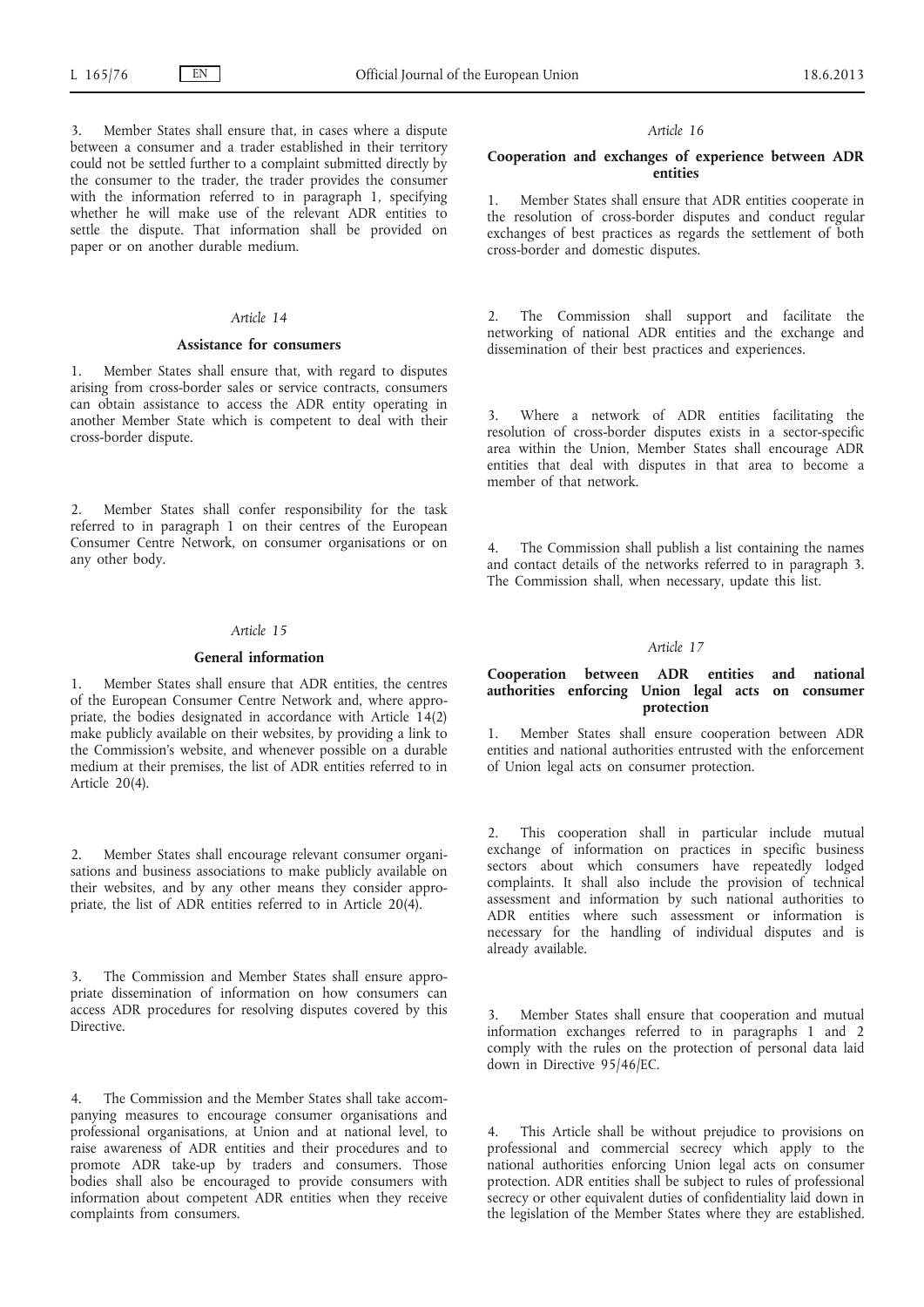3. Member States shall ensure that, in cases where a dispute between a consumer and a trader established in their territory could not be settled further to a complaint submitted directly by the consumer to the trader, the trader provides the consumer with the information referred to in paragraph 1, specifying whether he will make use of the relevant ADR entities to settle the dispute. That information shall be provided on paper or on another durable medium.

*Article 14*

**Assistance for consumers**

1. Member States shall ensure that, with regard to disputes arising from cross-border sales or service contracts, consumers can obtain assistance to access the ADR entity operating in another Member State which is competent to deal with their cross-border dispute.

2. Member States shall confer responsibility for the task referred to in paragraph 1 on their centres of the European Consumer Centre Network, on consumer organisations or on any other body.

*Article 15*

**General information**

1. Member States shall ensure that ADR entities, the centres of the European Consumer Centre Network and, where appropriate, the bodies designated in accordance with Article 14(2) make publicly available on their websites, by providing a link to the Commission's website, and whenever possible on a durable medium at their premises, the list of ADR entities referred to in Article 20(4).

2. Member States shall encourage relevant consumer organisations and business associations to make publicly available on their websites, and by any other means they consider appropriate, the list of ADR entities referred to in Article 20(4).

3. The Commission and Member States shall ensure appropriate dissemination of information on how consumers can access ADR procedures for resolving disputes covered by this Directive.

4. The Commission and the Member States shall take accompanying measures to encourage consumer organisations and professional organisations, at Union and at national level, to raise awareness of ADR entities and their procedures and to promote ADR take-up by traders and consumers. Those bodies shall also be encouraged to provide consumers with information about competent ADR entities when they receive complaints from consumers.

*Article 16*

**Cooperation and exchanges of experience between ADR entities**

1. Member States shall ensure that ADR entities cooperate in the resolution of cross-border disputes and conduct regular exchanges of best practices as regards the settlement of both cross-border and domestic disputes.

2. The Commission shall support and facilitate the networking of national ADR entities and the exchange and dissemination of their best practices and experiences.

3. Where a network of ADR entities facilitating the resolution of cross-border disputes exists in a sector-specific area within the Union, Member States shall encourage ADR entities that deal with disputes in that area to become a member of that network.

4. The Commission shall publish a list containing the names and contact details of the networks referred to in paragraph 3. The Commission shall, when necessary, update this list.

*Article 17*

**Cooperation between ADR entities and national authorities enforcing Union legal acts on consumer protection**

1. Member States shall ensure cooperation between ADR entities and national authorities entrusted with the enforcement of Union legal acts on consumer protection.

2. This cooperation shall in particular include mutual exchange of information on practices in specific business sectors about which consumers have repeatedly lodged complaints. It shall also include the provision of technical assessment and information by such national authorities to ADR entities where such assessment or information is necessary for the handling of individual disputes and is already available.

3. Member States shall ensure that cooperation and mutual information exchanges referred to in paragraphs 1 and 2 comply with the rules on the protection of personal data laid down in Directive 95/46/EC.

4. This Article shall be without prejudice to provisions on professional and commercial secrecy which apply to the national authorities enforcing Union legal acts on consumer protection. ADR entities shall be subject to rules of professional secrecy or other equivalent duties of confidentiality laid down in the legislation of the Member States where they are established.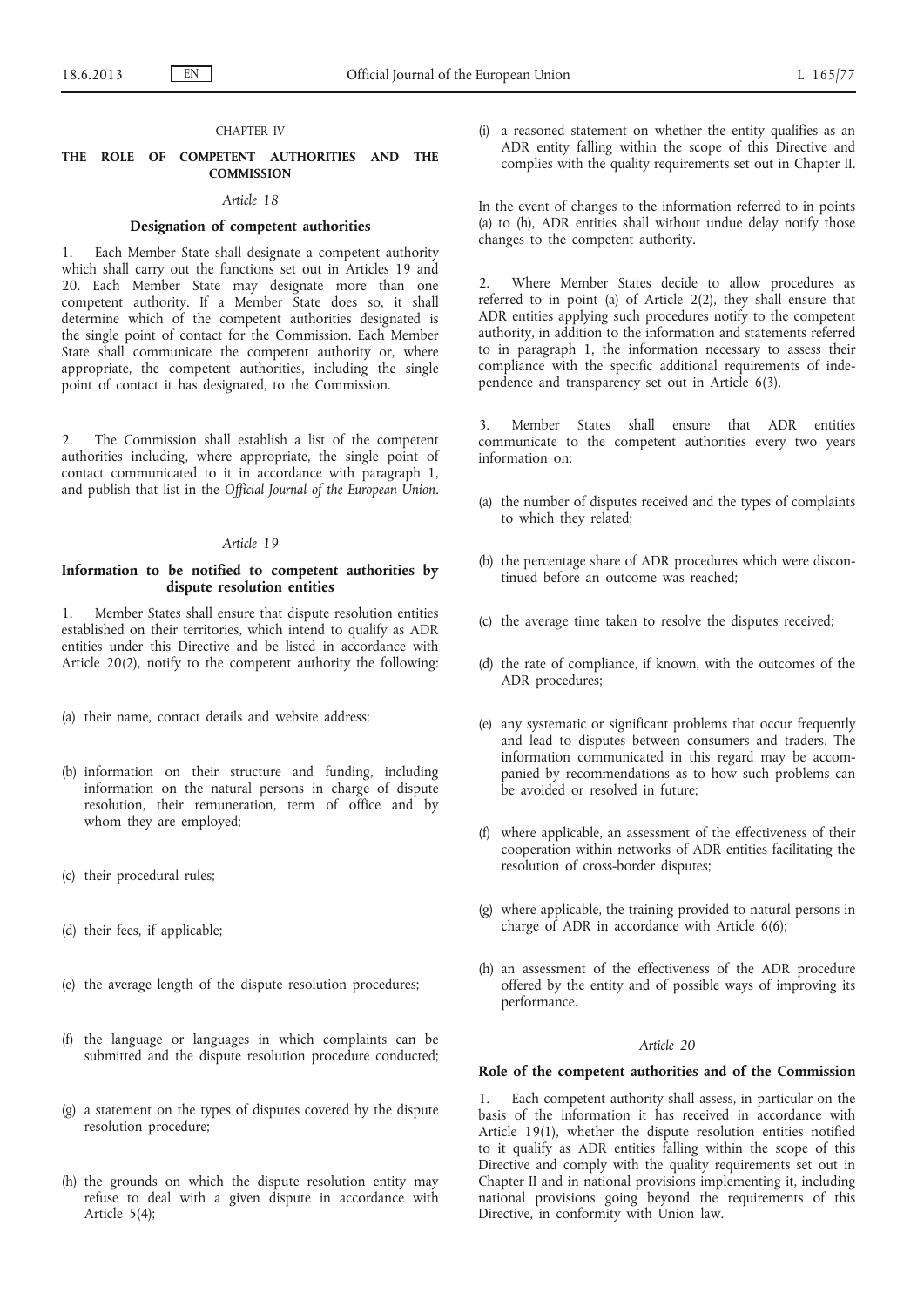## CHAPTER IV

## THE ROLE OF COMPETENT AUTHORITIES AND THE COMMISSION

### *Article 18*

### Designation of competent authorities

1. Each Member State shall designate a competent authority which shall carry out the functions set out in Articles 19 and 20. Each Member State may designate more than one competent authority. If a Member State does so, it shall determine which of the competent authorities designated is the single point of contact for the Commission. Each Member State shall communicate the competent authority or, where appropriate, the competent authorities, including the single point of contact it has designated, to the Commission.

2. The Commission shall establish a list of the competent authorities including, where appropriate, the single point of contact communicated to it in accordance with paragraph 1, and publish that list in the *Official Journal of the European Union*.

### *Article 19*

### Information to be notified to competent authorities by dispute resolution entities

1. Member States shall ensure that dispute resolution entities established on their territories, which intend to qualify as ADR entities under this Directive and be listed in accordance with Article 20(2), notify to the competent authority the following:

(a) their name, contact details and website address;

(b) information on their structure and funding, including information on the natural persons in charge of dispute resolution, their remuneration, term of office and by whom they are employed;

(c) their procedural rules;

(d) their fees, if applicable;

(e) the average length of the dispute resolution procedures;

(f) the language or languages in which complaints can be submitted and the dispute resolution procedure conducted;

(g) a statement on the types of disputes covered by the dispute resolution procedure;

(h) the grounds on which the dispute resolution entity may refuse to deal with a given dispute in accordance with Article 5(4);

(i) a reasoned statement on whether the entity qualifies as an ADR entity falling within the scope of this Directive and complies with the quality requirements set out in Chapter II.

In the event of changes to the information referred to in points (a) to (h), ADR entities shall without undue delay notify those changes to the competent authority.

2. Where Member States decide to allow procedures as referred to in point (a) of Article 2(2), they shall ensure that ADR entities applying such procedures notify to the competent authority, in addition to the information and statements referred to in paragraph 1, the information necessary to assess their compliance with the specific additional requirements of independence and transparency set out in Article 6(3).

3. Member States shall ensure that ADR entities communicate to the competent authorities every two years information on:

(a) the number of disputes received and the types of complaints to which they related;

(b) the percentage share of ADR procedures which were discontinued before an outcome was reached;

(c) the average time taken to resolve the disputes received;

(d) the rate of compliance, if known, with the outcomes of the ADR procedures;

(e) any systematic or significant problems that occur frequently and lead to disputes between consumers and traders. The information communicated in this regard may be accompanied by recommendations as to how such problems can be avoided or resolved in future;

(f) where applicable, an assessment of the effectiveness of their cooperation within networks of ADR entities facilitating the resolution of cross-border disputes;

(g) where applicable, the training provided to natural persons in charge of ADR in accordance with Article 6(6);

(h) an assessment of the effectiveness of the ADR procedure offered by the entity and of possible ways of improving its performance.

### *Article 20*

### Role of the competent authorities and of the Commission

1. Each competent authority shall assess, in particular on the basis of the information it has received in accordance with Article 19(1), whether the dispute resolution entities notified to it qualify as ADR entities falling within the scope of this Directive and comply with the quality requirements set out in Chapter II and in national provisions implementing it, including national provisions going beyond the requirements of this Directive, in conformity with Union law.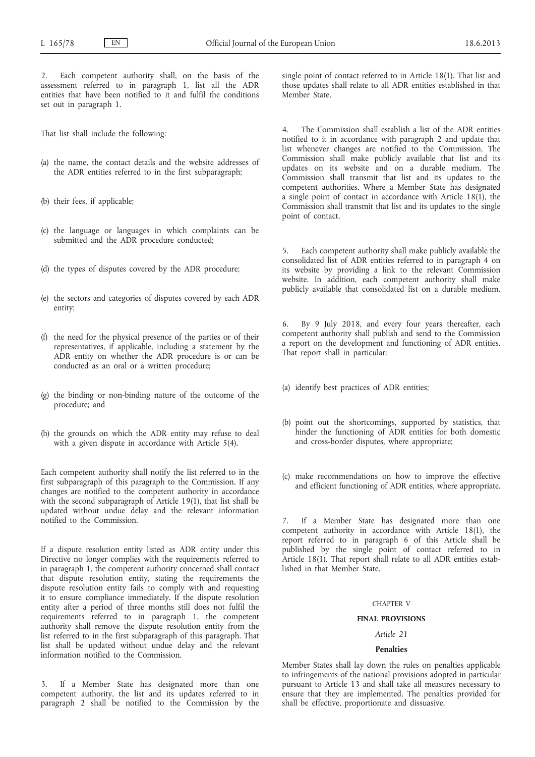2. Each competent authority shall, on the basis of the assessment referred to in paragraph 1, list all the ADR entities that have been notified to it and fulfil the conditions set out in paragraph 1.

That list shall include the following:

(a) the name, the contact details and the website addresses of the ADR entities referred to in the first subparagraph;

(b) their fees, if applicable;

(c) the language or languages in which complaints can be submitted and the ADR procedure conducted;

(d) the types of disputes covered by the ADR procedure;

(e) the sectors and categories of disputes covered by each ADR entity;

(f) the need for the physical presence of the parties or of their representatives, if applicable, including a statement by the ADR entity on whether the ADR procedure is or can be conducted as an oral or a written procedure;

(g) the binding or non-binding nature of the outcome of the procedure; and

(h) the grounds on which the ADR entity may refuse to deal with a given dispute in accordance with Article 5(4).

Each competent authority shall notify the list referred to in the first subparagraph of this paragraph to the Commission. If any changes are notified to the competent authority in accordance with the second subparagraph of Article 19(1), that list shall be updated without undue delay and the relevant information notified to the Commission.

If a dispute resolution entity listed as ADR entity under this Directive no longer complies with the requirements referred to in paragraph 1, the competent authority concerned shall contact that dispute resolution entity, stating the requirements the dispute resolution entity fails to comply with and requesting it to ensure compliance immediately. If the dispute resolution entity after a period of three months still does not fulfil the requirements referred to in paragraph 1, the competent authority shall remove the dispute resolution entity from the list referred to in the first subparagraph of this paragraph. That list shall be updated without undue delay and the relevant information notified to the Commission.

3. If a Member State has designated more than one competent authority, the list and its updates referred to in paragraph 2 shall be notified to the Commission by the single point of contact referred to in Article 18(1). That list and those updates shall relate to all ADR entities established in that Member State.

4. The Commission shall establish a list of the ADR entities notified to it in accordance with paragraph 2 and update that list whenever changes are notified to the Commission. The Commission shall make publicly available that list and its updates on its website and on a durable medium. The Commission shall transmit that list and its updates to the competent authorities. Where a Member State has designated a single point of contact in accordance with Article 18(1), the Commission shall transmit that list and its updates to the single point of contact.

5. Each competent authority shall make publicly available the consolidated list of ADR entities referred to in paragraph 4 on its website by providing a link to the relevant Commission website. In addition, each competent authority shall make publicly available that consolidated list on a durable medium.

6. By 9 July 2018, and every four years thereafter, each competent authority shall publish and send to the Commission a report on the development and functioning of ADR entities. That report shall in particular:

(a) identify best practices of ADR entities;

(b) point out the shortcomings, supported by statistics, that hinder the functioning of ADR entities for both domestic and cross-border disputes, where appropriate;

(c) make recommendations on how to improve the effective and efficient functioning of ADR entities, where appropriate.

7. If a Member State has designated more than one competent authority in accordance with Article 18(1), the report referred to in paragraph 6 of this Article shall be published by the single point of contact referred to in Article 18(1). That report shall relate to all ADR entities established in that Member State.

## CHAPTER V

## FINAL PROVISIONS

### *Article 21*

### Penalties

Member States shall lay down the rules on penalties applicable to infringements of the national provisions adopted in particular pursuant to Article 13 and shall take all measures necessary to ensure that they are implemented. The penalties provided for shall be effective, proportionate and dissuasive.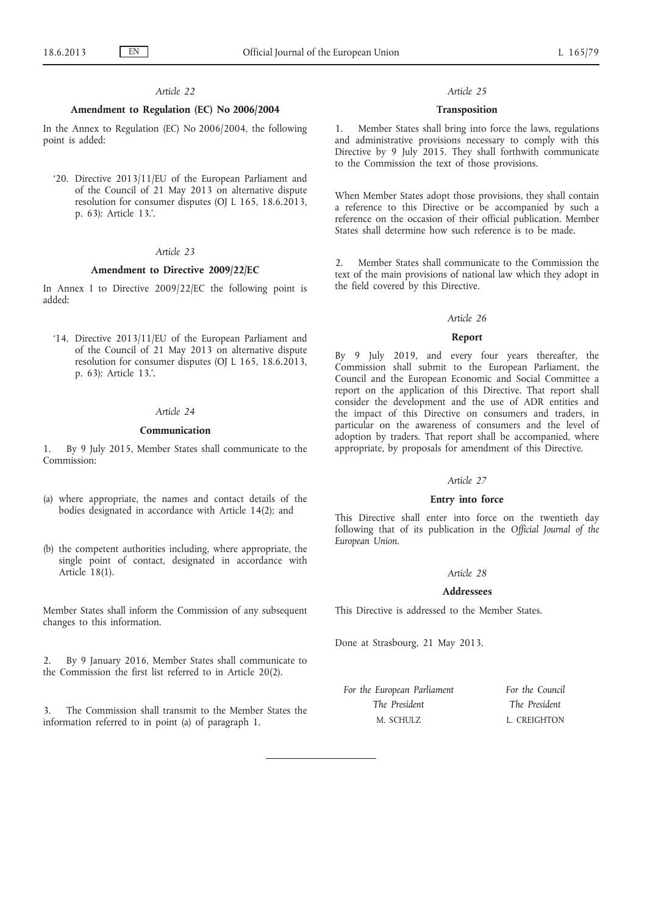*Article 22*

**Amendment to Regulation (EC) No 2006/2004**

In the Annex to Regulation (EC) No 2006/2004, the following point is added:

'20. Directive 2013/11/EU of the European Parliament and of the Council of 21 May 2013 on alternative dispute resolution for consumer disputes (OJ L 165, 18.6.2013, p. 63): Article 13.'.

*Article 23*

**Amendment to Directive 2009/22/EC**

In Annex I to Directive 2009/22/EC the following point is added:

'14. Directive 2013/11/EU of the European Parliament and of the Council of 21 May 2013 on alternative dispute resolution for consumer disputes (OJ L 165, 18.6.2013, p. 63): Article 13.'.

*Article 24*

**Communication**

1. By 9 July 2015, Member States shall communicate to the Commission:

(a) where appropriate, the names and contact details of the bodies designated in accordance with Article 14(2); and

(b) the competent authorities including, where appropriate, the single point of contact, designated in accordance with Article 18(1).

Member States shall inform the Commission of any subsequent changes to this information.

2. By 9 January 2016, Member States shall communicate to the Commission the first list referred to in Article 20(2).

3. The Commission shall transmit to the Member States the information referred to in point (a) of paragraph 1.

*Article 25*

**Transposition**

1. Member States shall bring into force the laws, regulations and administrative provisions necessary to comply with this Directive by 9 July 2015. They shall forthwith communicate to the Commission the text of those provisions.

When Member States adopt those provisions, they shall contain a reference to this Directive or be accompanied by such a reference on the occasion of their official publication. Member States shall determine how such reference is to be made.

2. Member States shall communicate to the Commission the text of the main provisions of national law which they adopt in the field covered by this Directive.

*Article 26*

**Report**

By 9 July 2019, and every four years thereafter, the Commission shall submit to the European Parliament, the Council and the European Economic and Social Committee a report on the application of this Directive. That report shall consider the development and the use of ADR entities and the impact of this Directive on consumers and traders, in particular on the awareness of consumers and the level of adoption by traders. That report shall be accompanied, where appropriate, by proposals for amendment of this Directive.

*Article 27*

**Entry into force**

This Directive shall enter into force on the twentieth day following that of its publication in the *Official Journal of the European Union*.

*Article 28*

**Addressees**

This Directive is addressed to the Member States.

Done at Strasbourg, 21 May 2013.

*For the European Parliament*
*The President*
M. SCHULZ

*For the Council*
*The President*
L. CREIGHTON